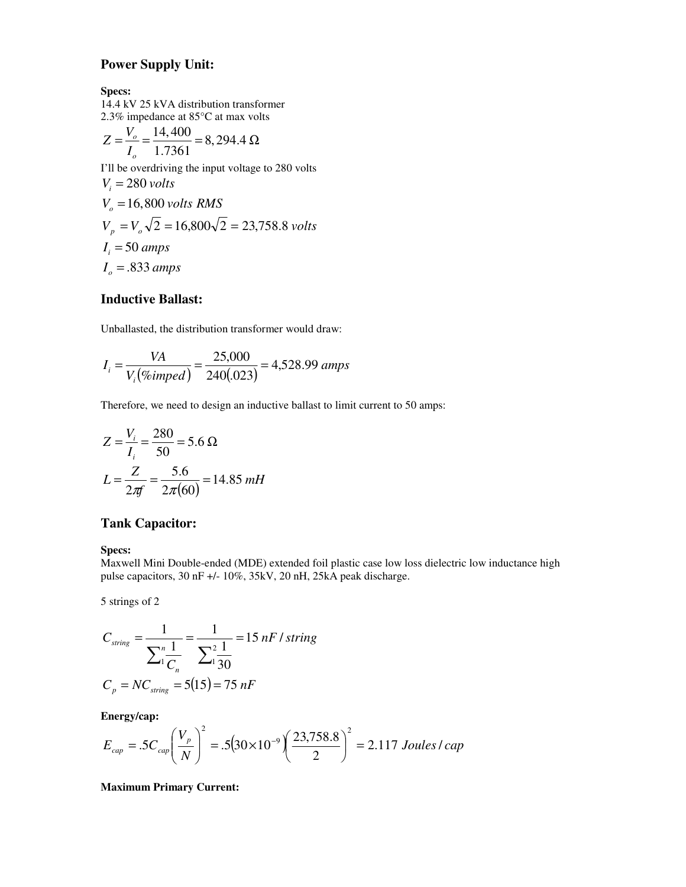## Power Supply Unit:

**Specs:**
14.4 kV 25 kVA distribution transformer
2.3% impedance at 85°C at max volts

$$Z = \frac{V_o}{I_o} = \frac{14,400}{1.7361} = 8,294.4\ \Omega$$

I'll be overdriving the input voltage to 280 volts

$$V_i = 280\ volts$$

$$V_o = 16,800\ volts\ RMS$$

$$V_p = V_o\sqrt{2} = 16,800\sqrt{2} = 23,758.8\ volts$$

$$I_i = 50\ amps$$

$$I_o = .833\ amps$$

## Inductive Ballast:

Unballasted, the distribution transformer would draw:

$$I_i = \frac{VA}{V_i(\%imped)} = \frac{25,000}{240(.023)} = 4,528.99\ amps$$

Therefore, we need to design an inductive ballast to limit current to 50 amps:

$$Z = \frac{V_i}{I_i} = \frac{280}{50} = 5.6\ \Omega$$

$$L = \frac{Z}{2\pi f} = \frac{5.6}{2\pi(60)} = 14.85\ mH$$

## Tank Capacitor:

**Specs:**
Maxwell Mini Double-ended (MDE) extended foil plastic case low loss dielectric low inductance high pulse capacitors, 30 nF +/- 10%, 35kV, 20 nH, 25kA peak discharge.

5 strings of 2

$$C_{string} = \frac{1}{\sum_1^n \frac{1}{C_n}} = \frac{1}{\sum_1^2 \frac{1}{30}} = 15\ nF/string$$

$$C_p = NC_{string} = 5(15) = 75\ nF$$

**Energy/cap:**

$$E_{cap} = .5C_{cap}\left(\frac{V_p}{N}\right)^2 = .5(30\times10^{-9})\left(\frac{23,758.8}{2}\right)^2 = 2.117\ Joules/cap$$

**Maximum Primary Current:**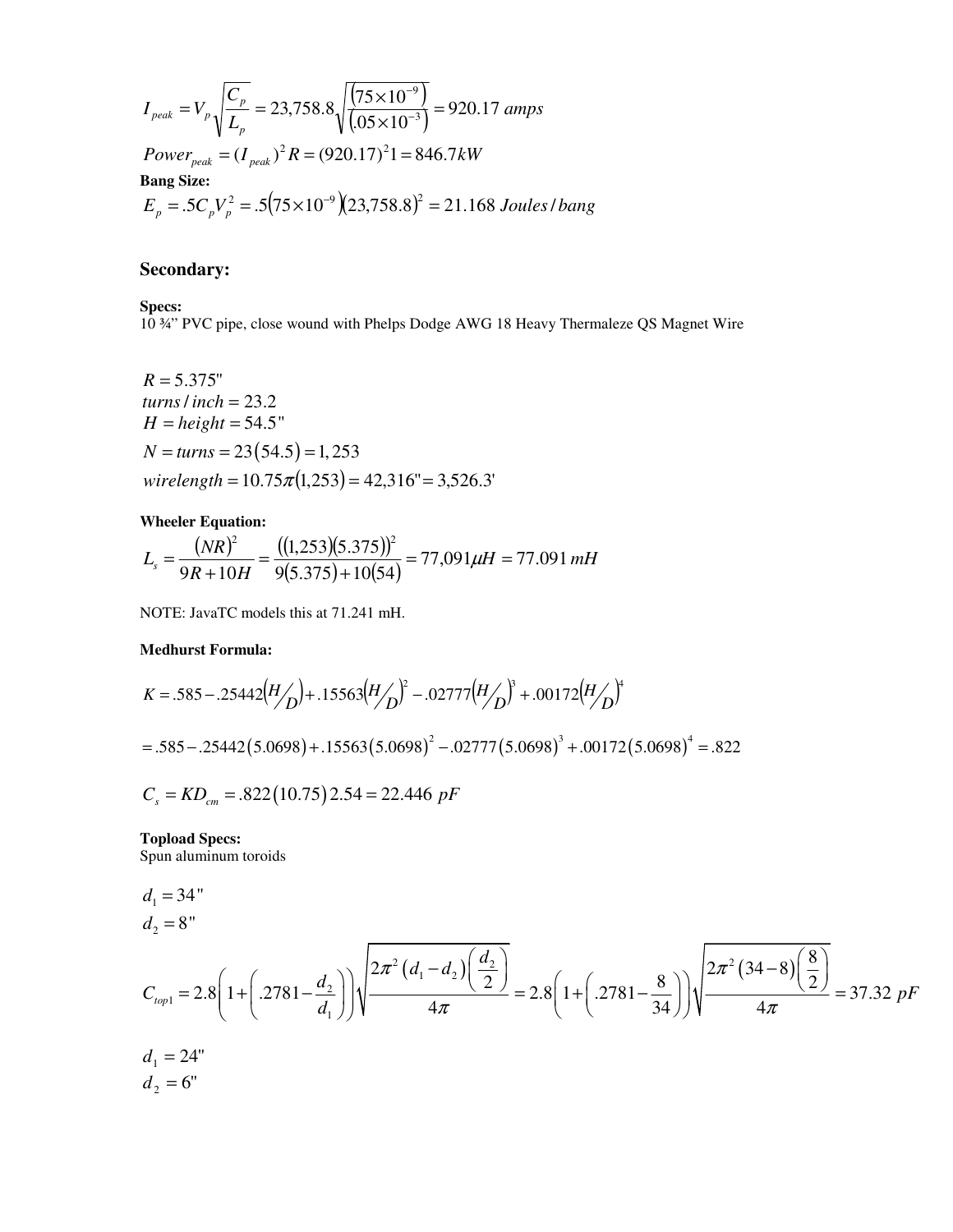$$I_{peak} = V_p\sqrt{\frac{C_p}{L_p}} = 23{,}758.8\sqrt{\frac{\left(75\times10^{-9}\right)}{\left(.05\times10^{-3}\right)}} = 920.17\ amps$$

$$Power_{peak} = (I_{peak})^2 R = (920.17)^2 1 = 846.7kW$$

**Bang Size:**

$$E_p = .5C_pV_p^2 = .5\left(75\times10^{-9}\right)\left(23{,}758.8\right)^2 = 21.168\ Joules/bang$$

## Secondary:

**Specs:**

10 ¾" PVC pipe, close wound with Phelps Dodge AWG 18 Heavy Thermaleze QS Magnet Wire

$$R = 5.375"$$
$$turns/inch = 23.2$$
$$H = height = 54.5"$$
$$N = turns = 23(54.5) = 1{,}253$$
$$wirelength = 10.75\pi(1{,}253) = 42{,}316" = 3{,}526.3'$$

**Wheeler Equation:**

$$L_s = \frac{(NR)^2}{9R + 10H} = \frac{((1{,}253)(5.375))^2}{9(5.375) + 10(54)} = 77{,}091\mu H = 77.091\ mH$$

NOTE: JavaTC models this at 71.241 mH.

**Medhurst Formula:**

$$K = .585 - .25442\left(H/D\right) + .15563\left(H/D\right)^2 - .02777\left(H/D\right)^3 + .00172\left(H/D\right)^4$$

$$= .585 - .25442(5.0698) + .15563(5.0698)^2 - .02777(5.0698)^3 + .00172(5.0698)^4 = .822$$

$$C_s = KD_{cm} = .822(10.75)2.54 = 22.446\ pF$$

**Topload Specs:**

Spun aluminum toroids

$$d_1 = 34"$$
$$d_2 = 8"$$

$$C_{top1} = 2.8\left(1 + \left(.2781 - \frac{d_2}{d_1}\right)\right)\sqrt{\frac{2\pi^2\left(d_1 - d_2\right)\left(\frac{d_2}{2}\right)}{4\pi}} = 2.8\left(1 + \left(.2781 - \frac{8}{34}\right)\right)\sqrt{\frac{2\pi^2\left(34 - 8\right)\left(\frac{8}{2}\right)}{4\pi}} = 37.32\ pF$$

$$d_1 = 24"$$
$$d_2 = 6"$$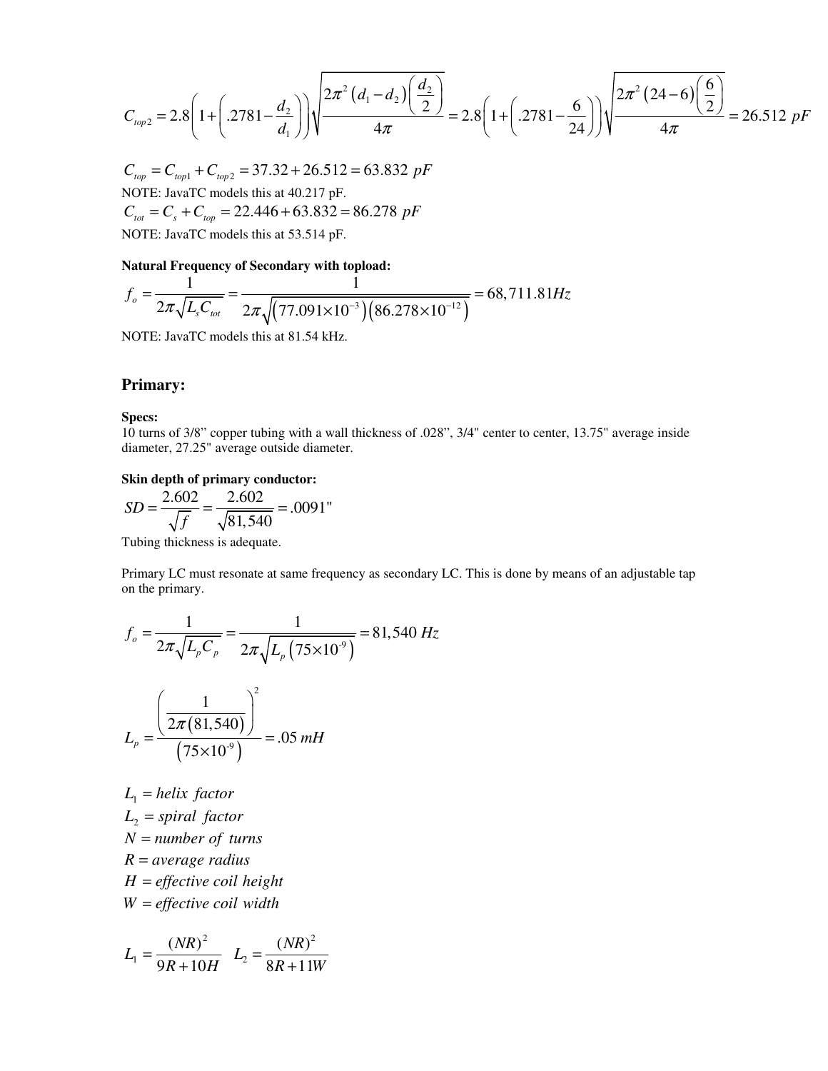$$C_{top2} = 2.8\left(1+\left(.2781-\frac{d_2}{d_1}\right)\right)\sqrt{\frac{2\pi^2\left(d_1-d_2\right)\left(\frac{d_2}{2}\right)}{4\pi}} = 2.8\left(1+\left(.2781-\frac{6}{24}\right)\right)\sqrt{\frac{2\pi^2\left(24-6\right)\left(\frac{6}{2}\right)}{4\pi}} = 26.512\ pF$$

$$C_{top} = C_{top1} + C_{top2} = 37.32 + 26.512 = 63.832\ pF$$

NOTE: JavaTC models this at 40.217 pF.

$$C_{tot} = C_s + C_{top} = 22.446 + 63.832 = 86.278\ pF$$

NOTE: JavaTC models this at 53.514 pF.

**Natural Frequency of Secondary with topload:**

$$f_o = \frac{1}{2\pi\sqrt{L_s C_{tot}}} = \frac{1}{2\pi\sqrt{\left(77.091\times10^{-3}\right)\left(86.278\times10^{-12}\right)}} = 68{,}711.81Hz$$

NOTE: JavaTC models this at 81.54 kHz.

## Primary:

**Specs:**

10 turns of 3/8" copper tubing with a wall thickness of .028", 3/4" center to center, 13.75" average inside diameter, 27.25" average outside diameter.

**Skin depth of primary conductor:**

$$SD = \frac{2.602}{\sqrt{f}} = \frac{2.602}{\sqrt{81{,}540}} = .0091"$$

Tubing thickness is adequate.

Primary LC must resonate at same frequency as secondary LC. This is done by means of an adjustable tap on the primary.

$$f_o = \frac{1}{2\pi\sqrt{L_p C_p}} = \frac{1}{2\pi\sqrt{L_p\left(75\times10^{-9}\right)}} = 81{,}540\ Hz$$

$$L_p = \frac{\left(\frac{1}{2\pi(81{,}540)}\right)^2}{\left(75\times10^{-9}\right)} = .05\ mH$$

$L_1 = helix\ factor$

$L_2 = spiral\ factor$

$N = number\ of\ turns$

$R = average\ radius$

$H = effective\ coil\ height$

$W = effective\ coil\ width$

$$L_1 = \frac{(NR)^2}{9R+10H} \quad L_2 = \frac{(NR)^2}{8R+11W}$$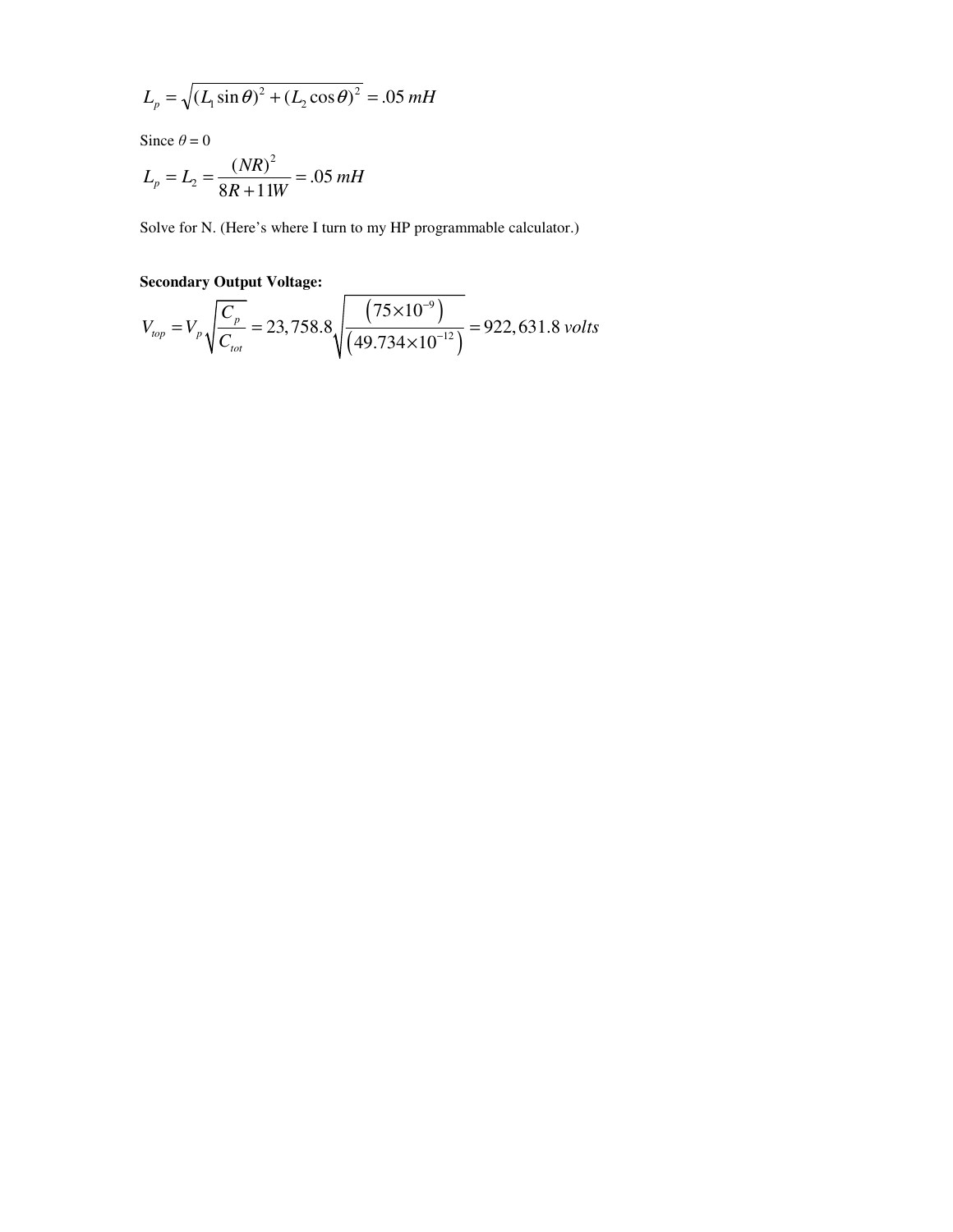$$L_p = \sqrt{(L_1 \sin\theta)^2 + (L_2 \cos\theta)^2} = .05\ mH$$

Since $\theta = 0$

$$L_p = L_2 = \frac{(NR)^2}{8R + 11W} = .05\ mH$$

Solve for N. (Here's where I turn to my HP programmable calculator.)

**Secondary Output Voltage:**

$$V_{top} = V_p \sqrt{\frac{C_p}{C_{tot}}} = 23{,}758.8 \sqrt{\frac{\left(75 \times 10^{-9}\right)}{\left(49.734 \times 10^{-12}\right)}} = 922{,}631.8\ volts$$